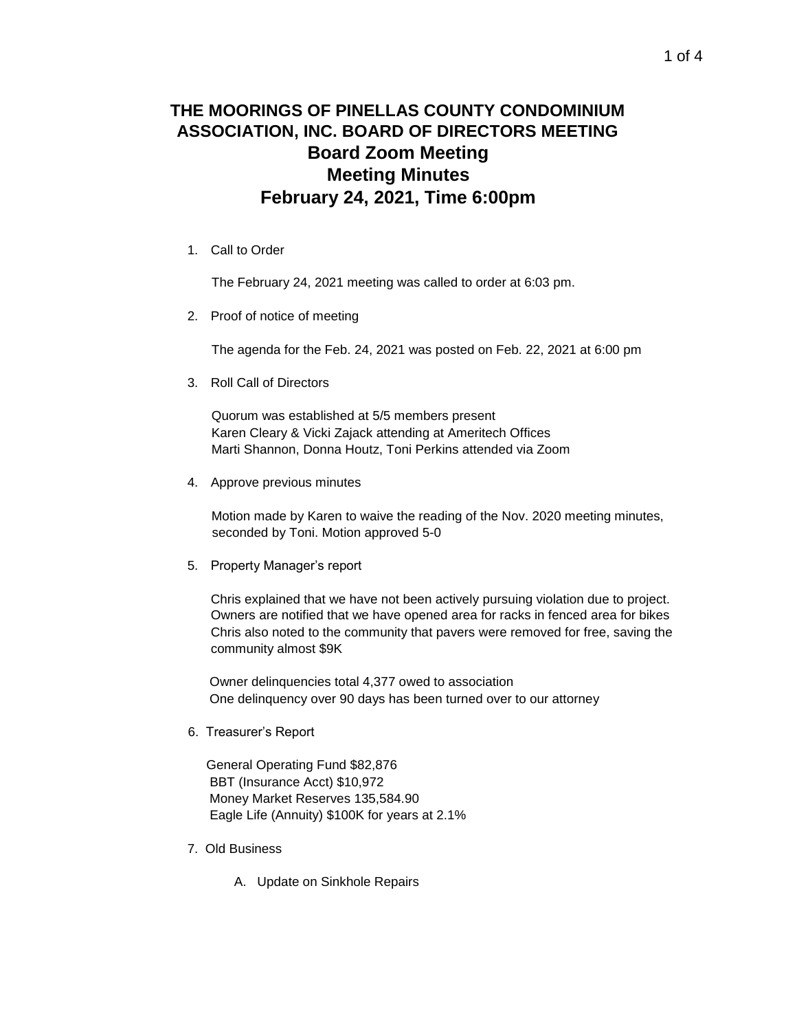# THE MOORINGS OF PINELLAS COUNTY CONDOMINIUM ASSOCIATION, INC. BOARD OF DIRECTORS MEETING
## Board Zoom Meeting
## Meeting Minutes
## February 24, 2021, Time 6:00pm

1. Call to Order

   The February 24, 2021 meeting was called to order at 6:03 pm.

2. Proof of notice of meeting

   The agenda for the Feb. 24, 2021 was posted on Feb. 22, 2021 at 6:00 pm

3. Roll Call of Directors

   Quorum was established at 5/5 members present
   Karen Cleary & Vicki Zajack attending at Ameritech Offices
   Marti Shannon, Donna Houtz, Toni Perkins attended via Zoom

4. Approve previous minutes

   Motion made by Karen to waive the reading of the Nov. 2020 meeting minutes, seconded by Toni. Motion approved 5-0

5. Property Manager's report

   Chris explained that we have not been actively pursuing violation due to project.
   Owners are notified that we have opened area for racks in fenced area for bikes
   Chris also noted to the community that pavers were removed for free, saving the community almost $9K

   Owner delinquencies total 4,377 owed to association
   One delinquency over 90 days has been turned over to our attorney

6. Treasurer's Report

   General Operating Fund $82,876
   BBT (Insurance Acct) $10,972
   Money Market Reserves 135,584.90
   Eagle Life (Annuity) $100K for years at 2.1%

7. Old Business

   A. Update on Sinkhole Repairs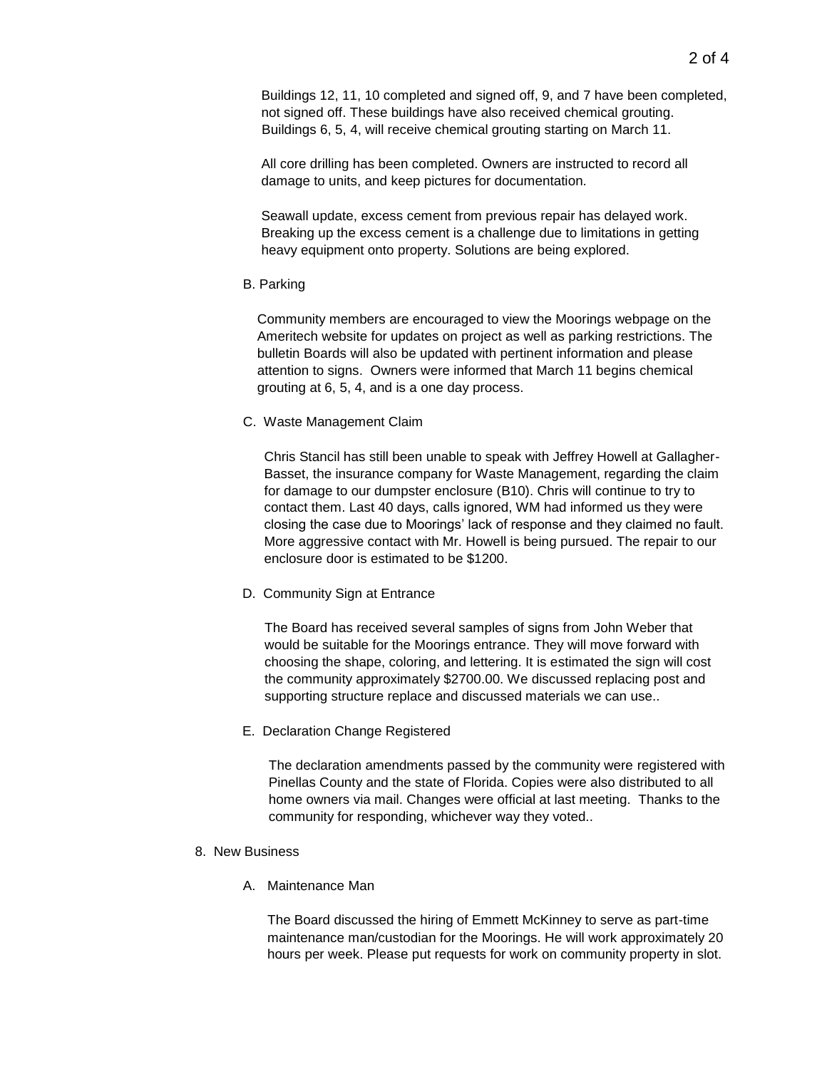Buildings 12, 11, 10 completed and signed off, 9, and 7 have been completed, not signed off. These buildings have also received chemical grouting. Buildings 6, 5, 4, will receive chemical grouting starting on March 11.

All core drilling has been completed. Owners are instructed to record all damage to units, and keep pictures for documentation.

Seawall update, excess cement from previous repair has delayed work. Breaking up the excess cement is a challenge due to limitations in getting heavy equipment onto property. Solutions are being explored.

B. Parking

Community members are encouraged to view the Moorings webpage on the Ameritech website for updates on project as well as parking restrictions. The bulletin Boards will also be updated with pertinent information and please attention to signs. Owners were informed that March 11 begins chemical grouting at 6, 5, 4, and is a one day process.

C. Waste Management Claim

Chris Stancil has still been unable to speak with Jeffrey Howell at Gallagher-Basset, the insurance company for Waste Management, regarding the claim for damage to our dumpster enclosure (B10). Chris will continue to try to contact them. Last 40 days, calls ignored, WM had informed us they were closing the case due to Moorings' lack of response and they claimed no fault. More aggressive contact with Mr. Howell is being pursued. The repair to our enclosure door is estimated to be $1200.

D. Community Sign at Entrance

The Board has received several samples of signs from John Weber that would be suitable for the Moorings entrance. They will move forward with choosing the shape, coloring, and lettering. It is estimated the sign will cost the community approximately $2700.00. We discussed replacing post and supporting structure replace and discussed materials we can use..

E. Declaration Change Registered

The declaration amendments passed by the community were registered with Pinellas County and the state of Florida. Copies were also distributed to all home owners via mail. Changes were official at last meeting. Thanks to the community for responding, whichever way they voted..

8. New Business

A. Maintenance Man

The Board discussed the hiring of Emmett McKinney to serve as part-time maintenance man/custodian for the Moorings. He will work approximately 20 hours per week. Please put requests for work on community property in slot.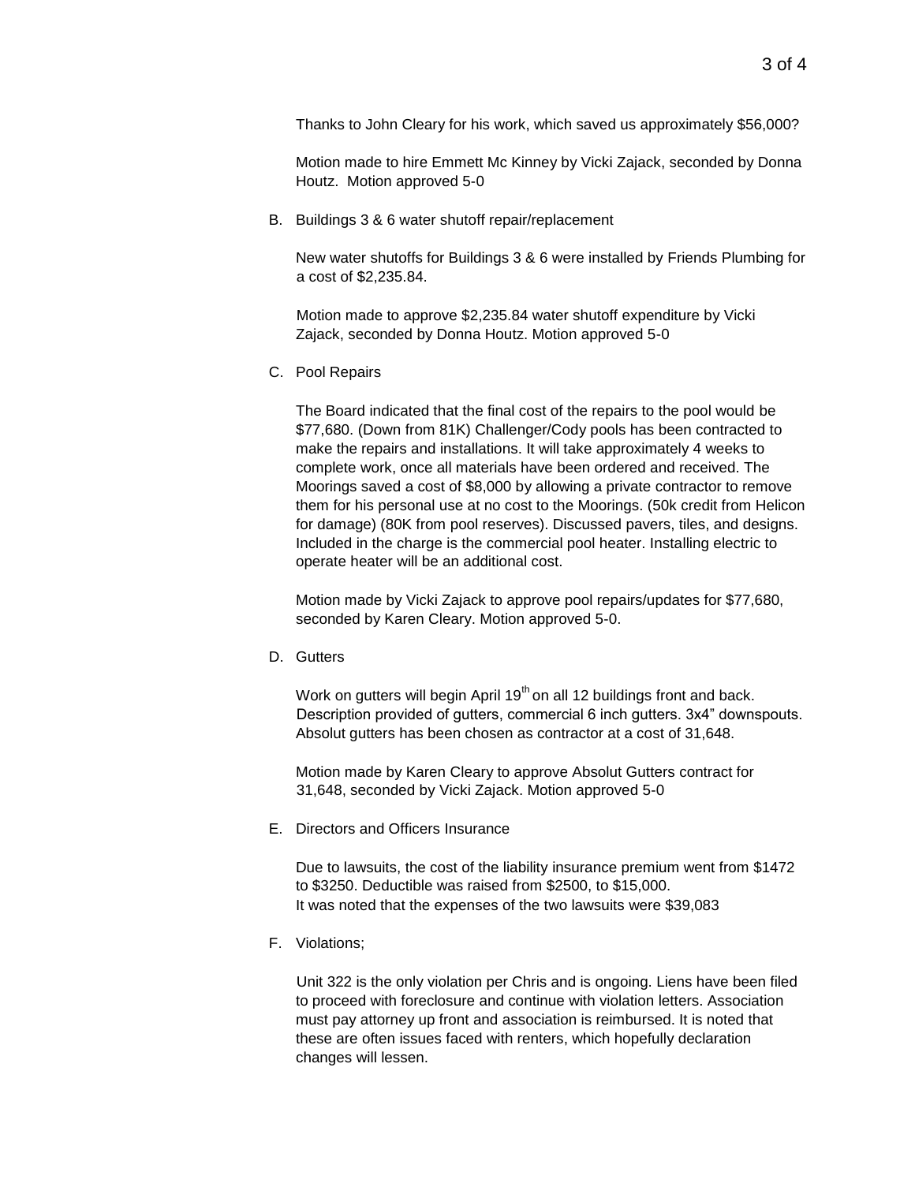Thanks to John Cleary for his work, which saved us approximately $56,000?

Motion made to hire Emmett Mc Kinney by Vicki Zajack, seconded by Donna Houtz. Motion approved 5-0

B. Buildings 3 & 6 water shutoff repair/replacement

New water shutoffs for Buildings 3 & 6 were installed by Friends Plumbing for a cost of $2,235.84.

Motion made to approve $2,235.84 water shutoff expenditure by Vicki Zajack, seconded by Donna Houtz. Motion approved 5-0

C. Pool Repairs

The Board indicated that the final cost of the repairs to the pool would be $77,680. (Down from 81K) Challenger/Cody pools has been contracted to make the repairs and installations. It will take approximately 4 weeks to complete work, once all materials have been ordered and received. The Moorings saved a cost of $8,000 by allowing a private contractor to remove them for his personal use at no cost to the Moorings. (50k credit from Helicon for damage) (80K from pool reserves). Discussed pavers, tiles, and designs. Included in the charge is the commercial pool heater. Installing electric to operate heater will be an additional cost.

Motion made by Vicki Zajack to approve pool repairs/updates for $77,680, seconded by Karen Cleary. Motion approved 5-0.

D. Gutters

Work on gutters will begin April 19th on all 12 buildings front and back. Description provided of gutters, commercial 6 inch gutters. 3x4" downspouts. Absolut gutters has been chosen as contractor at a cost of 31,648.

Motion made by Karen Cleary to approve Absolut Gutters contract for 31,648, seconded by Vicki Zajack. Motion approved 5-0

E. Directors and Officers Insurance

Due to lawsuits, the cost of the liability insurance premium went from $1472 to $3250. Deductible was raised from $2500, to $15,000.
It was noted that the expenses of the two lawsuits were $39,083

F. Violations;

Unit 322 is the only violation per Chris and is ongoing. Liens have been filed to proceed with foreclosure and continue with violation letters. Association must pay attorney up front and association is reimbursed. It is noted that these are often issues faced with renters, which hopefully declaration changes will lessen.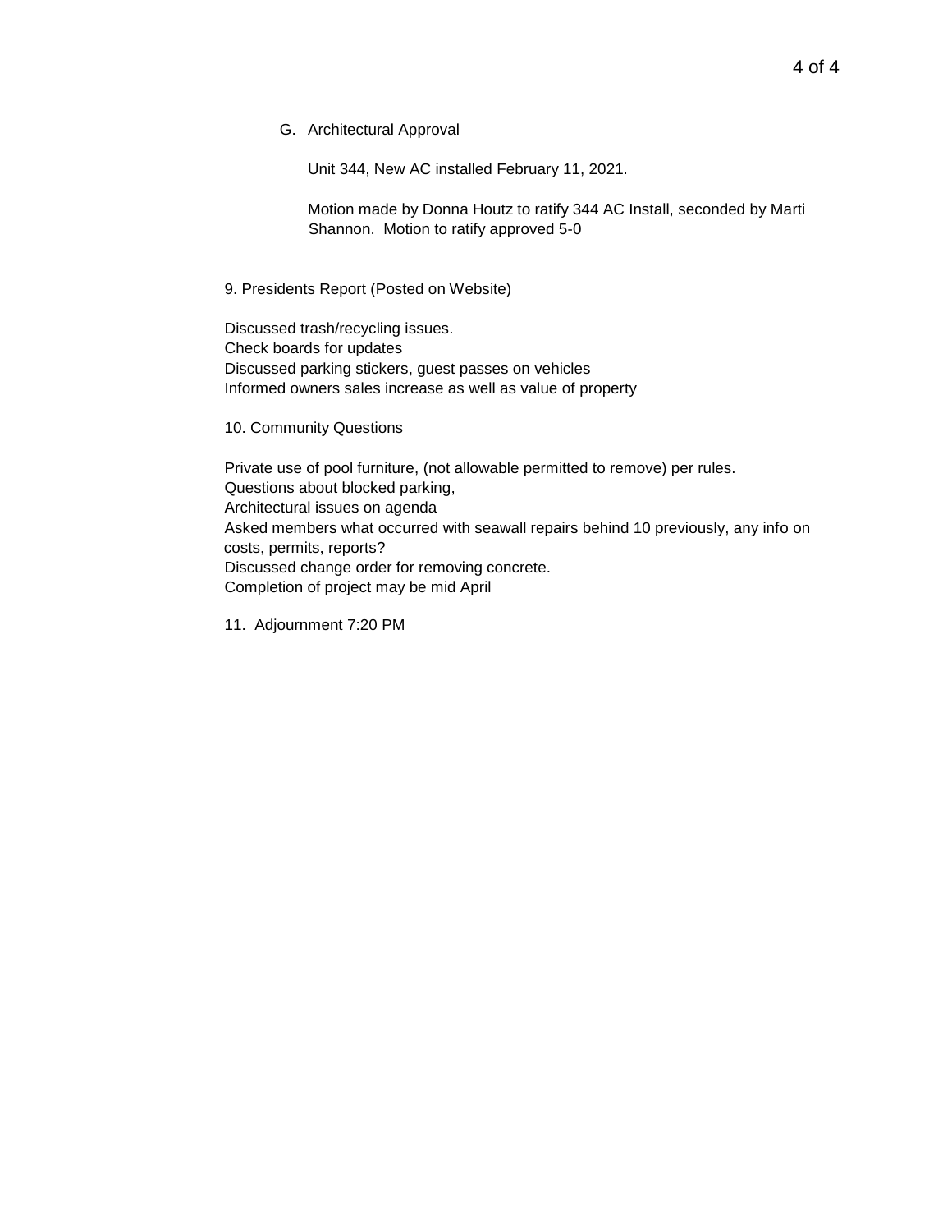G. Architectural Approval

Unit 344, New AC installed February 11, 2021.

Motion made by Donna Houtz to ratify 344 AC Install, seconded by Marti Shannon. Motion to ratify approved 5-0

9. Presidents Report (Posted on Website)

Discussed trash/recycling issues.
Check boards for updates
Discussed parking stickers, guest passes on vehicles
Informed owners sales increase as well as value of property

10. Community Questions

Private use of pool furniture, (not allowable permitted to remove) per rules.
Questions about blocked parking,
Architectural issues on agenda
Asked members what occurred with seawall repairs behind 10 previously, any info on costs, permits, reports?
Discussed change order for removing concrete.
Completion of project may be mid April

11. Adjournment 7:20 PM